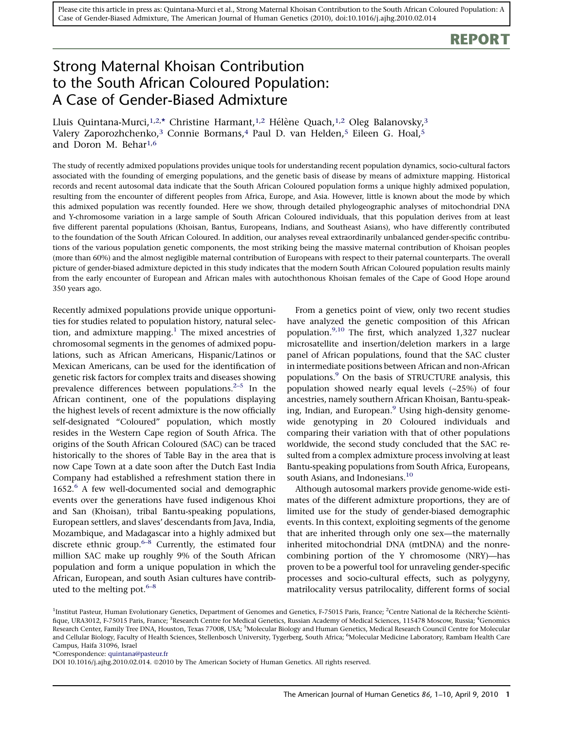Please cite this article in press as: Quintana-Murci et al., Strong Maternal Khoisan Contribution to the South African Coloured Population: A Case of Gender-Biased Admixture, The American Journal of Human Genetics (2010), doi:10.1016/j.ajhg.2010.02.014

**REPORT**

# Strong Maternal Khoisan Contribution to the South African Coloured Population: A Case of Gender-Biased Admixture

Lluis Quintana-Murci,[1,2,*] Christine Harmant,[1,2] Hélène Quach,[1,2] Oleg Balanovsky,[3] Valery Zaporozhchenko,[3] Connie Bormans,[4] Paul D. van Helden,[5] Eileen G. Hoal,[5] and Doron M. Behar[1,6]

The study of recently admixed populations provides unique tools for understanding recent population dynamics, socio-cultural factors associated with the founding of emerging populations, and the genetic basis of disease by means of admixture mapping. Historical records and recent autosomal data indicate that the South African Coloured population forms a unique highly admixed population, resulting from the encounter of different peoples from Africa, Europe, and Asia. However, little is known about the mode by which this admixed population was recently founded. Here we show, through detailed phylogeographic analyses of mitochondrial DNA and Y-chromosome variation in a large sample of South African Coloured individuals, that this population derives from at least five different parental populations (Khoisan, Bantus, Europeans, Indians, and Southeast Asians), who have differently contributed to the foundation of the South African Coloured. In addition, our analyses reveal extraordinarily unbalanced gender-specific contributions of the various population genetic components, the most striking being the massive maternal contribution of Khoisan peoples (more than 60%) and the almost negligible maternal contribution of Europeans with respect to their paternal counterparts. The overall picture of gender-biased admixture depicted in this study indicates that the modern South African Coloured population results mainly from the early encounter of European and African males with autochthonous Khoisan females of the Cape of Good Hope around 350 years ago.

Recently admixed populations provide unique opportunities for studies related to population history, natural selection, and admixture mapping.[1] The mixed ancestries of chromosomal segments in the genomes of admixed populations, such as African Americans, Hispanic/Latinos or Mexican Americans, can be used for the identification of genetic risk factors for complex traits and diseases showing prevalence differences between populations.[2–5] In the African continent, one of the populations displaying the highest levels of recent admixture is the now officially self-designated "Coloured" population, which mostly resides in the Western Cape region of South Africa. The origins of the South African Coloured (SAC) can be traced historically to the shores of Table Bay in the area that is now Cape Town at a date soon after the Dutch East India Company had established a refreshment station there in 1652.[6] A few well-documented social and demographic events over the generations have fused indigenous Khoi and San (Khoisan), tribal Bantu-speaking populations, European settlers, and slaves' descendants from Java, India, Mozambique, and Madagascar into a highly admixed but discrete ethnic group.[6–8] Currently, the estimated four million SAC make up roughly 9% of the South African population and form a unique population in which the African, European, and south Asian cultures have contributed to the melting pot.[6–8]

From a genetics point of view, only two recent studies have analyzed the genetic composition of this African population.[9,10] The first, which analyzed 1,327 nuclear microsatellite and insertion/deletion markers in a large panel of African populations, found that the SAC cluster in intermediate positions between African and non-African populations.[9] On the basis of STRUCTURE analysis, this population showed nearly equal levels (~25%) of four ancestries, namely southern African Khoisan, Bantu-speaking, Indian, and European.[9] Using high-density genome-wide genotyping in 20 Coloured individuals and comparing their variation with that of other populations worldwide, the second study concluded that the SAC resulted from a complex admixture process involving at least Bantu-speaking populations from South Africa, Europeans, south Asians, and Indonesians.[10]

Although autosomal markers provide genome-wide estimates of the different admixture proportions, they are of limited use for the study of gender-biased demographic events. In this context, exploiting segments of the genome that are inherited through only one sex—the maternally inherited mitochondrial DNA (mtDNA) and the nonrecombining portion of the Y chromosome (NRY)—has proven to be a powerful tool for unraveling gender-specific processes and socio-cultural effects, such as polygyny, matrilocality versus patrilocality, different forms of social

[1]Institut Pasteur, Human Evolutionary Genetics, Department of Genomes and Genetics, F-75015 Paris, France; [2]Centre National de la Récherche Scièntifique, URA3012, F-75015 Paris, France; [3]Research Centre for Medical Genetics, Russian Academy of Medical Sciences, 115478 Moscow, Russia; [4]Genomics Research Center, Family Tree DNA, Houston, Texas 77008, USA; [5]Molecular Biology and Human Genetics, Medical Research Council Centre for Molecular and Cellular Biology, Faculty of Health Sciences, Stellenbosch University, Tygerberg, South Africa; [6]Molecular Medicine Laboratory, Rambam Health Care Campus, Haifa 31096, Israel

*Correspondence: quintana@pasteur.fr

DOI 10.1016/j.ajhg.2010.02.014. ©2010 by The American Society of Human Genetics. All rights reserved.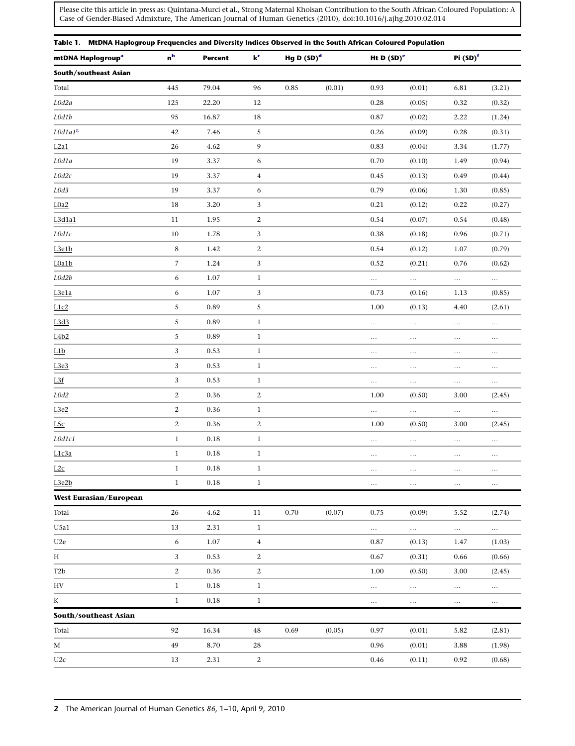Please cite this article in press as: Quintana-Murci et al., Strong Maternal Khoisan Contribution to the South African Coloured Population: A Case of Gender-Biased Admixture, The American Journal of Human Genetics (2010), doi:10.1016/j.ajhg.2010.02.014

**Table 1. MtDNA Haplogroup Frequencies and Diversity Indices Observed in the South African Coloured Population**

| mtDNA Haplogroup[a] | n[b] | Percent | k[c] | Hg D (SD)[d] | | Ht D (SD)[e] | | Pi (SD)[f] | |
|---|---|---|---|---|---|---|---|---|---|
| **South/southeast Asian** | | | | | | | | | |
| Total | 445 | 79.04 | 96 | 0.85 | (0.01) | 0.93 | (0.01) | 6.81 | (3.21) |
| *L0d2a* | 125 | 22.20 | 12 | | | 0.28 | (0.05) | 0.32 | (0.32) |
| *L0d1b* | 95 | 16.87 | 18 | | | 0.87 | (0.02) | 2.22 | (1.24) |
| *L0d1a1*[g] | 42 | 7.46 | 5 | | | 0.26 | (0.09) | 0.28 | (0.31) |
| L2a1 | 26 | 4.62 | 9 | | | 0.83 | (0.04) | 3.34 | (1.77) |
| *L0d1a* | 19 | 3.37 | 6 | | | 0.70 | (0.10) | 1.49 | (0.94) |
| *L0d2c* | 19 | 3.37 | 4 | | | 0.45 | (0.13) | 0.49 | (0.44) |
| *L0d3* | 19 | 3.37 | 6 | | | 0.79 | (0.06) | 1.30 | (0.85) |
| L0a2 | 18 | 3.20 | 3 | | | 0.21 | (0.12) | 0.22 | (0.27) |
| L3d1a1 | 11 | 1.95 | 2 | | | 0.54 | (0.07) | 0.54 | (0.48) |
| *L0d1c* | 10 | 1.78 | 3 | | | 0.38 | (0.18) | 0.96 | (0.71) |
| L3e1b | 8 | 1.42 | 2 | | | 0.54 | (0.12) | 1.07 | (0.79) |
| L0a1b | 7 | 1.24 | 3 | | | 0.52 | (0.21) | 0.76 | (0.62) |
| *L0d2b* | 6 | 1.07 | 1 | | | ... | ... | ... | ... |
| L3e1a | 6 | 1.07 | 3 | | | 0.73 | (0.16) | 1.13 | (0.85) |
| L1c2 | 5 | 0.89 | 5 | | | 1.00 | (0.13) | 4.40 | (2.61) |
| L3d3 | 5 | 0.89 | 1 | | | ... | ... | ... | ... |
| L4b2 | 5 | 0.89 | 1 | | | ... | ... | ... | ... |
| L1b | 3 | 0.53 | 1 | | | ... | ... | ... | ... |
| L3e3 | 3 | 0.53 | 1 | | | ... | ... | ... | ... |
| L3f | 3 | 0.53 | 1 | | | ... | ... | ... | ... |
| *L0d2* | 2 | 0.36 | 2 | | | 1.00 | (0.50) | 3.00 | (2.45) |
| L3e2 | 2 | 0.36 | 1 | | | ... | ... | ... | ... |
| L5c | 2 | 0.36 | 2 | | | 1.00 | (0.50) | 3.00 | (2.45) |
| *L0d1c1* | 1 | 0.18 | 1 | | | ... | ... | ... | ... |
| L1c3a | 1 | 0.18 | 1 | | | ... | ... | ... | ... |
| L2c | 1 | 0.18 | 1 | | | ... | ... | ... | ... |
| L3e2b | 1 | 0.18 | 1 | | | ... | ... | ... | ... |
| **West Eurasian/European** | | | | | | | | | |
| Total | 26 | 4.62 | 11 | 0.70 | (0.07) | 0.75 | (0.09) | 5.52 | (2.74) |
| U5a1 | 13 | 2.31 | 1 | | | ... | ... | ... | ... |
| U2e | 6 | 1.07 | 4 | | | 0.87 | (0.13) | 1.47 | (1.03) |
| H | 3 | 0.53 | 2 | | | 0.67 | (0.31) | 0.66 | (0.66) |
| T2b | 2 | 0.36 | 2 | | | 1.00 | (0.50) | 3.00 | (2.45) |
| HV | 1 | 0.18 | 1 | | | ... | ... | ... | ... |
| K | 1 | 0.18 | 1 | | | ... | ... | ... | ... |
| **South/southeast Asian** | | | | | | | | | |
| Total | 92 | 16.34 | 48 | 0.69 | (0.05) | 0.97 | (0.01) | 5.82 | (2.81) |
| M | 49 | 8.70 | 28 | | | 0.96 | (0.01) | 3.88 | (1.98) |
| U2c | 13 | 2.31 | 2 | | | 0.46 | (0.11) | 0.92 | (0.68) |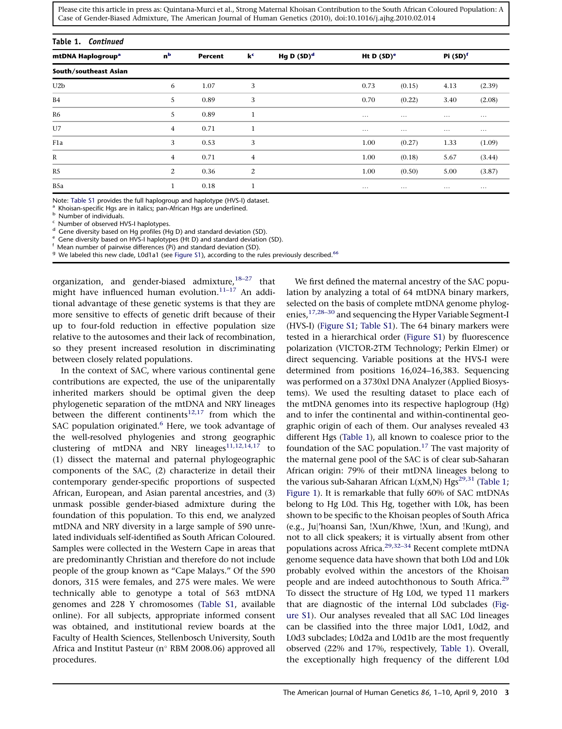**Table 1. Continued**

| mtDNA Haplogroup[a] | n[b] | Percent | k[c] | Hg D (SD)[d] | Ht D (SD)[e] | | Pi (SD)[f] | |
|---|---|---|---|---|---|---|---|---|
| **South/southeast Asian** | | | | | | | | |
| U2b | 6 | 1.07 | 3 | | 0.73 | (0.15) | 4.13 | (2.39) |
| B4 | 5 | 0.89 | 3 | | 0.70 | (0.22) | 3.40 | (2.08) |
| R6 | 5 | 0.89 | 1 | | ... | ... | ... | ... |
| U7 | 4 | 0.71 | 1 | | ... | ... | ... | ... |
| F1a | 3 | 0.53 | 3 | | 1.00 | (0.27) | 1.33 | (1.09) |
| R | 4 | 0.71 | 4 | | 1.00 | (0.18) | 5.67 | (3.44) |
| R5 | 2 | 0.36 | 2 | | 1.00 | (0.50) | 5.00 | (3.87) |
| B5a | 1 | 0.18 | 1 | | ... | ... | ... | ... |

Note: Table S1 provides the full haplogroup and haplotype (HVS-I) dataset.
[a] Khoisan-specific Hgs are in italics; pan-African Hgs are underlined.
[b] Number of individuals.
[c] Number of observed HVS-I haplotypes.
[d] Gene diversity based on Hg profiles (Hg D) and standard deviation (SD).
[e] Gene diversity based on HVS-I haplotypes (Ht D) and standard deviation (SD).
[f] Mean number of pairwise differences (Pi) and standard deviation (SD).
[g] We labeled this new clade, L0d1a1 (see Figure S1), according to the rules previously described.[66]

organization, and gender-biased admixture,[18–27] that might have influenced human evolution.[11–17] An additional advantage of these genetic systems is that they are more sensitive to effects of genetic drift because of their up to four-fold reduction in effective population size relative to the autosomes and their lack of recombination, so they present increased resolution in discriminating between closely related populations.

In the context of SAC, where various continental gene contributions are expected, the use of the uniparentally inherited markers should be optimal given the deep phylogenetic separation of the mtDNA and NRY lineages between the different continents[12,17] from which the SAC population originated.[6] Here, we took advantage of the well-resolved phylogenies and strong geographic clustering of mtDNA and NRY lineages[11,12,14,17] to (1) dissect the maternal and paternal phylogeographic components of the SAC, (2) characterize in detail their contemporary gender-specific proportions of suspected African, European, and Asian parental ancestries, and (3) unmask possible gender-biased admixture during the foundation of this population. To this end, we analyzed mtDNA and NRY diversity in a large sample of 590 unrelated individuals self-identified as South African Coloured. Samples were collected in the Western Cape in areas that are predominantly Christian and therefore do not include people of the group known as "Cape Malays." Of the 590 donors, 315 were females, and 275 were males. We were technically able to genotype a total of 563 mtDNA genomes and 228 Y chromosomes (Table S1, available online). For all subjects, appropriate informed consent was obtained, and institutional review boards at the Faculty of Health Sciences, Stellenbosch University, South Africa and Institut Pasteur (n° RBM 2008.06) approved all procedures.

We first defined the maternal ancestry of the SAC population by analyzing a total of 64 mtDNA binary markers, selected on the basis of complete mtDNA genome phylogenies,[17,28–30] and sequencing the Hyper Variable Segment-I (HVS-I) (Figure S1; Table S1). The 64 binary markers were tested in a hierarchical order (Figure S1) by fluorescence polarization (VICTOR-2TM Technology; Perkin Elmer) or direct sequencing. Variable positions at the HVS-I were determined from positions 16,024–16,383. Sequencing was performed on a 3730xl DNA Analyzer (Applied Biosystems). We used the resulting dataset to place each of the mtDNA genomes into its respective haplogroup (Hg) and to infer the continental and within-continental geographic origin of each of them. Our analyses revealed 43 different Hgs (Table 1), all known to coalesce prior to the foundation of the SAC population.[17] The vast majority of the maternal gene pool of the SAC is of clear sub-Saharan African origin: 79% of their mtDNA lineages belong to the various sub-Saharan African L(xM,N) Hgs[29,31] (Table 1; Figure 1). It is remarkable that fully 60% of SAC mtDNAs belong to Hg L0d. This Hg, together with L0k, has been shown to be specific to the Khoisan peoples of South Africa (e.g., Ju|'hoansi San, !Xun/Khwe, !Xun, and !Kung), and not to all click speakers; it is virtually absent from other populations across Africa.[29,32–34] Recent complete mtDNA genome sequence data have shown that both L0d and L0k probably evolved within the ancestors of the Khoisan people and are indeed autochthonous to South Africa.[29] To dissect the structure of Hg L0d, we typed 11 markers that are diagnostic of the internal L0d subclades (Figure S1). Our analyses revealed that all SAC L0d lineages can be classified into the three major L0d1, L0d2, and L0d3 subclades; L0d2a and L0d1b are the most frequently observed (22% and 17%, respectively, Table 1). Overall, the exceptionally high frequency of the different L0d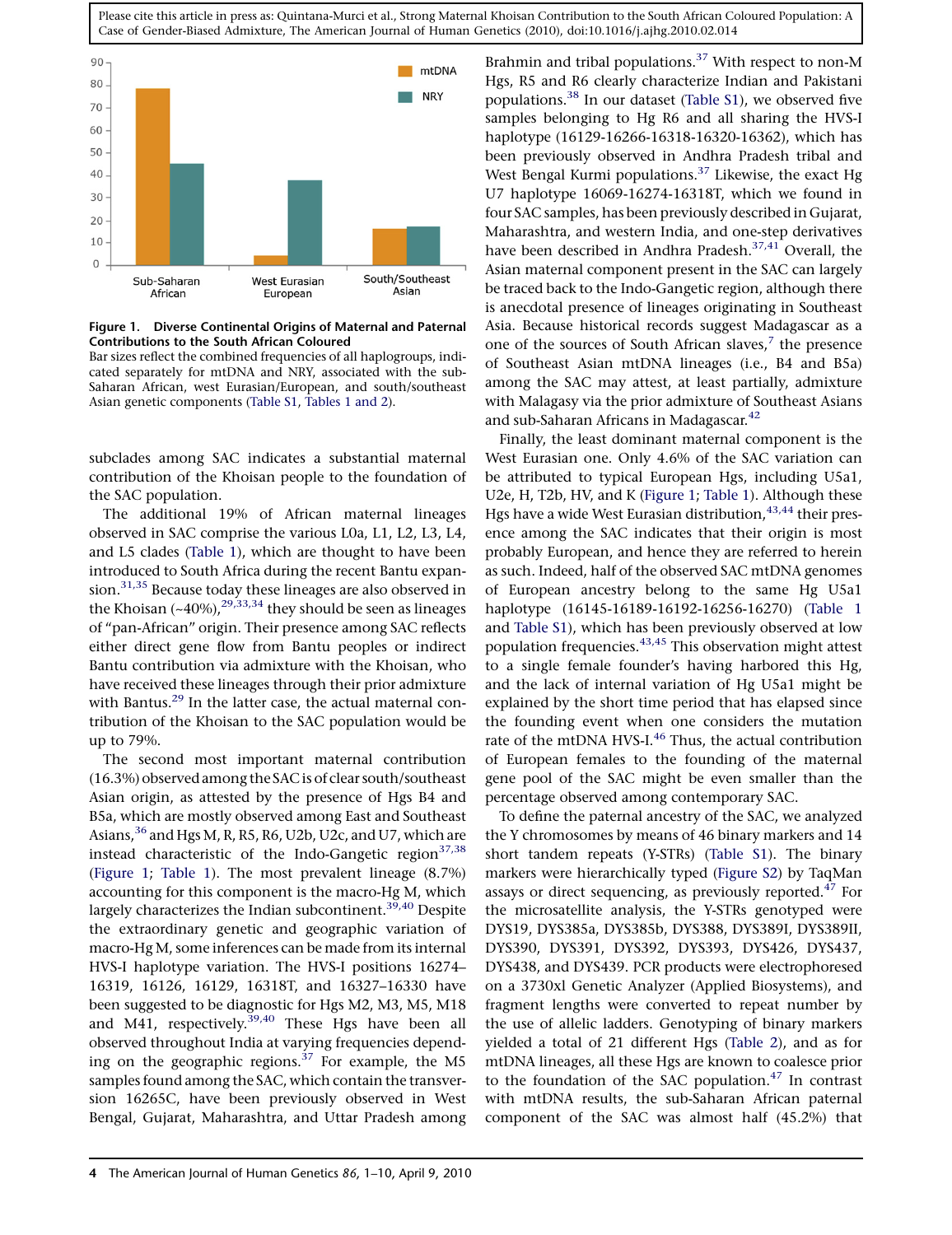**Figure 1. Diverse Continental Origins of Maternal and Paternal Contributions to the South African Coloured**
Bar sizes reflect the combined frequencies of all haplogroups, indicated separately for mtDNA and NRY, associated with the sub-Saharan African, west Eurasian/European, and south/southeast Asian genetic components (Table S1, Tables 1 and 2).

subclades among SAC indicates a substantial maternal contribution of the Khoisan people to the foundation of the SAC population.

The additional 19% of African maternal lineages observed in SAC comprise the various L0a, L1, L2, L3, L4, and L5 clades (Table 1), which are thought to have been introduced to South Africa during the recent Bantu expansion.[31,35] Because today these lineages are also observed in the Khoisan (~40%),[29,33,34] they should be seen as lineages of "pan-African" origin. Their presence among SAC reflects either direct gene flow from Bantu peoples or indirect Bantu contribution via admixture with the Khoisan, who have received these lineages through their prior admixture with Bantus.[29] In the latter case, the actual maternal contribution of the Khoisan to the SAC population would be up to 79%.

The second most important maternal contribution (16.3%) observed among the SAC is of clear south/southeast Asian origin, as attested by the presence of Hgs B4 and B5a, which are mostly observed among East and Southeast Asians,[36] and Hgs M, R, R5, R6, U2b, U2c, and U7, which are instead characteristic of the Indo-Gangetic region[37,38] (Figure 1; Table 1). The most prevalent lineage (8.7%) accounting for this component is the macro-Hg M, which largely characterizes the Indian subcontinent.[39,40] Despite the extraordinary genetic and geographic variation of macro-Hg M, some inferences can be made from its internal HVS-I haplotype variation. The HVS-I positions 16274–16319, 16126, 16129, 16318T, and 16327–16330 have been suggested to be diagnostic for Hgs M2, M3, M5, M18 and M41, respectively.[39,40] These Hgs have been all observed throughout India at varying frequencies depending on the geographic regions.[37] For example, the M5 samples found among the SAC, which contain the transversion 16265C, have been previously observed in West Bengal, Gujarat, Maharashtra, and Uttar Pradesh among Brahmin and tribal populations.[37] With respect to non-M Hgs, R5 and R6 clearly characterize Indian and Pakistani populations.[38] In our dataset (Table S1), we observed five samples belonging to Hg R6 and all sharing the HVS-I haplotype (16129-16266-16318-16320-16362), which has been previously observed in Andhra Pradesh tribal and West Bengal Kurmi populations.[37] Likewise, the exact Hg U7 haplotype 16069-16274-16318T, which we found in four SAC samples, has been previously described in Gujarat, Maharashtra, and western India, and one-step derivatives have been described in Andhra Pradesh.[37,41] Overall, the Asian maternal component present in the SAC can largely be traced back to the Indo-Gangetic region, although there is anecdotal presence of lineages originating in Southeast Asia. Because historical records suggest Madagascar as a one of the sources of South African slaves,[7] the presence of Southeast Asian mtDNA lineages (i.e., B4 and B5a) among the SAC may attest, at least partially, admixture with Malagasy via the prior admixture of Southeast Asians and sub-Saharan Africans in Madagascar.[42]

Finally, the least dominant maternal component is the West Eurasian one. Only 4.6% of the SAC variation can be attributed to typical European Hgs, including U5a1, U2e, H, T2b, HV, and K (Figure 1; Table 1). Although these Hgs have a wide West Eurasian distribution,[43,44] their presence among the SAC indicates that their origin is most probably European, and hence they are referred to herein as such. Indeed, half of the observed SAC mtDNA genomes of European ancestry belong to the same Hg U5a1 haplotype (16145-16189-16192-16256-16270) (Table 1 and Table S1), which has been previously observed at low population frequencies.[43,45] This observation might attest to a single female founder's having harbored this Hg, and the lack of internal variation of Hg U5a1 might be explained by the short time period that has elapsed since the founding event when one considers the mutation rate of the mtDNA HVS-I.[46] Thus, the actual contribution of European females to the founding of the maternal gene pool of the SAC might be even smaller than the percentage observed among contemporary SAC.

To define the paternal ancestry of the SAC, we analyzed the Y chromosomes by means of 46 binary markers and 14 short tandem repeats (Y-STRs) (Table S1). The binary markers were hierarchically typed (Figure S2) by TaqMan assays or direct sequencing, as previously reported.[47] For the microsatellite analysis, the Y-STRs genotyped were DYS19, DYS385a, DYS385b, DYS388, DYS389I, DYS389II, DYS390, DYS391, DYS392, DYS393, DYS426, DYS437, DYS438, and DYS439. PCR products were electrophoresed on a 3730xl Genetic Analyzer (Applied Biosystems), and fragment lengths were converted to repeat number by the use of allelic ladders. Genotyping of binary markers yielded a total of 21 different Hgs (Table 2), and as for mtDNA lineages, all these Hgs are known to coalesce prior to the foundation of the SAC population.[47] In contrast with mtDNA results, the sub-Saharan African paternal component of the SAC was almost half (45.2%) that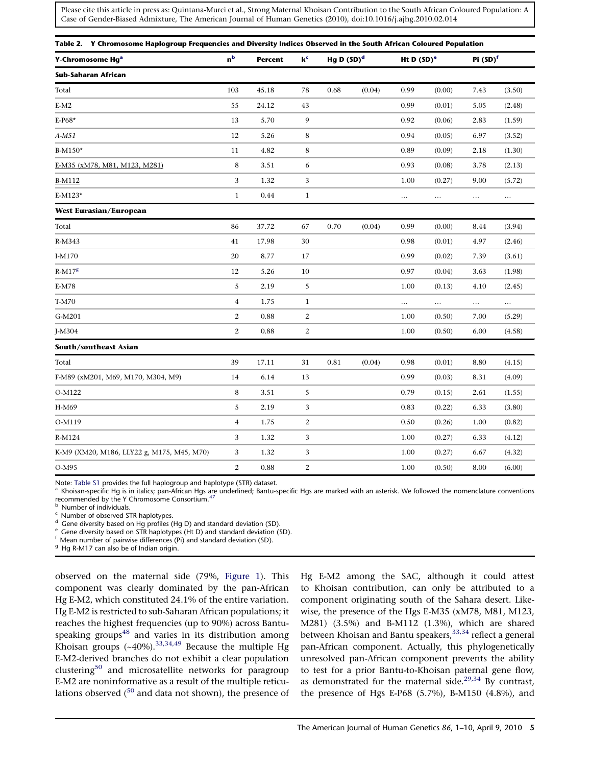Please cite this article in press as: Quintana-Murci et al., Strong Maternal Khoisan Contribution to the South African Coloured Population: A Case of Gender-Biased Admixture, The American Journal of Human Genetics (2010), doi:10.1016/j.ajhg.2010.02.014

**Table 2. Y Chromosome Haplogroup Frequencies and Diversity Indices Observed in the South African Coloured Population**

| Y-Chromosome Hg[a] | n[b] | Percent | k[c] | Hg D (SD)[d] | | Ht D (SD)[e] | | Pi (SD)[f] | |
|---|---|---|---|---|---|---|---|---|---|
| **Sub-Saharan African** | | | | | | | | | |
| Total | 103 | 45.18 | 78 | 0.68 | (0.04) | 0.99 | (0.00) | 7.43 | (3.50) |
| E-M2 | 55 | 24.12 | 43 | | | 0.99 | (0.01) | 5.05 | (2.48) |
| E-P68* | 13 | 5.70 | 9 | | | 0.92 | (0.06) | 2.83 | (1.59) |
| *A-M51* | 12 | 5.26 | 8 | | | 0.94 | (0.05) | 6.97 | (3.52) |
| B-M150* | 11 | 4.82 | 8 | | | 0.89 | (0.09) | 2.18 | (1.30) |
| E-M35 (xM78, M81, M123, M281) | 8 | 3.51 | 6 | | | 0.93 | (0.08) | 3.78 | (2.13) |
| B-M112 | 3 | 1.32 | 3 | | | 1.00 | (0.27) | 9.00 | (5.72) |
| E-M123* | 1 | 0.44 | 1 | | | ... | ... | ... | ... |
| **West Eurasian/European** | | | | | | | | | |
| Total | 86 | 37.72 | 67 | 0.70 | (0.04) | 0.99 | (0.00) | 8.44 | (3.94) |
| R-M343 | 41 | 17.98 | 30 | | | 0.98 | (0.01) | 4.97 | (2.46) |
| I-M170 | 20 | 8.77 | 17 | | | 0.99 | (0.02) | 7.39 | (3.61) |
| R-M17[g] | 12 | 5.26 | 10 | | | 0.97 | (0.04) | 3.63 | (1.98) |
| E-M78 | 5 | 2.19 | 5 | | | 1.00 | (0.13) | 4.10 | (2.45) |
| T-M70 | 4 | 1.75 | 1 | | | ... | ... | ... | ... |
| G-M201 | 2 | 0.88 | 2 | | | 1.00 | (0.50) | 7.00 | (5.29) |
| J-M304 | 2 | 0.88 | 2 | | | 1.00 | (0.50) | 6.00 | (4.58) |
| **South/southeast Asian** | | | | | | | | | |
| Total | 39 | 17.11 | 31 | 0.81 | (0.04) | 0.98 | (0.01) | 8.80 | (4.15) |
| F-M89 (xM201, M69, M170, M304, M9) | 14 | 6.14 | 13 | | | 0.99 | (0.03) | 8.31 | (4.09) |
| O-M122 | 8 | 3.51 | 5 | | | 0.79 | (0.15) | 2.61 | (1.55) |
| H-M69 | 5 | 2.19 | 3 | | | 0.83 | (0.22) | 6.33 | (3.80) |
| O-M119 | 4 | 1.75 | 2 | | | 0.50 | (0.26) | 1.00 | (0.82) |
| R-M124 | 3 | 1.32 | 3 | | | 1.00 | (0.27) | 6.33 | (4.12) |
| K-M9 (XM20, M186, LLY22 g, M175, M45, M70) | 3 | 1.32 | 3 | | | 1.00 | (0.27) | 6.67 | (4.32) |
| O-M95 | 2 | 0.88 | 2 | | | 1.00 | (0.50) | 8.00 | (6.00) |

Note: Table S1 provides the full haplogroup and haplotype (STR) dataset.
[a] Khoisan-specific Hg is in italics; pan-African Hgs are underlined; Bantu-specific Hgs are marked with an asterisk. We followed the nomenclature conventions recommended by the Y Chromosome Consortium.[47]
[b] Number of individuals.
[c] Number of observed STR haplotypes.
[d] Gene diversity based on Hg profiles (Hg D) and standard deviation (SD).
[e] Gene diversity based on STR haplotypes (Ht D) and standard deviation (SD).
[f] Mean number of pairwise differences (Pi) and standard deviation (SD).
[g] Hg R-M17 can also be of Indian origin.

observed on the maternal side (79%, Figure 1). This component was clearly dominated by the pan-African Hg E-M2, which constituted 24.1% of the entire variation. Hg E-M2 is restricted to sub-Saharan African populations; it reaches the highest frequencies (up to 90%) across Bantu-speaking groups[48] and varies in its distribution among Khoisan groups (~40%).[33,34,49] Because the multiple Hg E-M2-derived branches do not exhibit a clear population clustering[50] and microsatellite networks for paragroup E-M2 are noninformative as a result of the multiple reticulations observed ([50] and data not shown), the presence of Hg E-M2 among the SAC, although it could attest to Khoisan contribution, can only be attributed to a component originating south of the Sahara desert. Likewise, the presence of the Hgs E-M35 (xM78, M81, M123, M281) (3.5%) and B-M112 (1.3%), which are shared between Khoisan and Bantu speakers,[33,34] reflect a general pan-African component. Actually, this phylogenetically unresolved pan-African component prevents the ability to test for a prior Bantu-to-Khoisan paternal gene flow, as demonstrated for the maternal side.[29,34] By contrast, the presence of Hgs E-P68 (5.7%), B-M150 (4.8%), and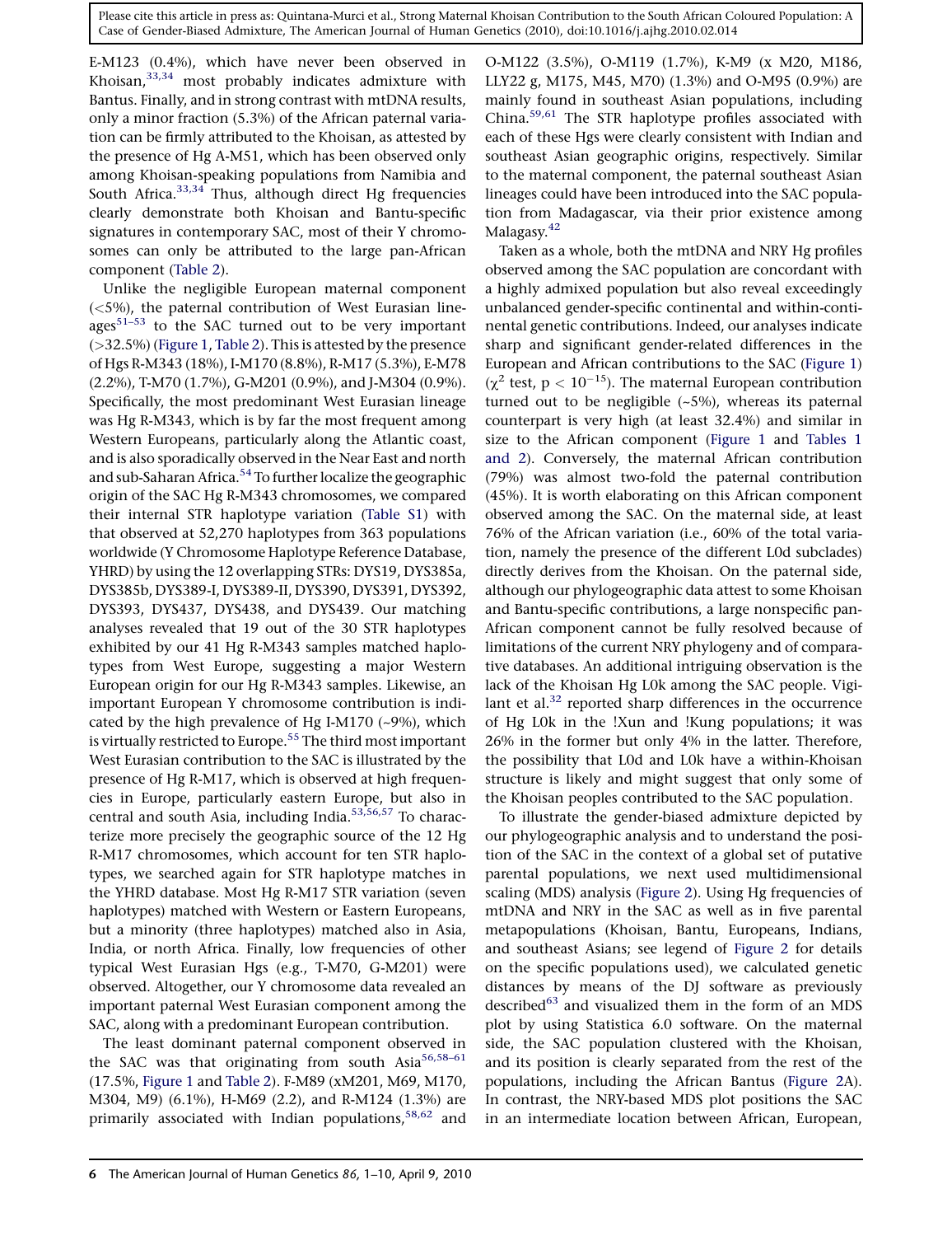E-M123 (0.4%), which have never been observed in Khoisan,[33,34] most probably indicates admixture with Bantus. Finally, and in strong contrast with mtDNA results, only a minor fraction (5.3%) of the African paternal variation can be firmly attributed to the Khoisan, as attested by the presence of Hg A-M51, which has been observed only among Khoisan-speaking populations from Namibia and South Africa.[33,34] Thus, although direct Hg frequencies clearly demonstrate both Khoisan and Bantu-specific signatures in contemporary SAC, most of their Y chromosomes can only be attributed to the large pan-African component (Table 2).

Unlike the negligible European maternal component (<5%), the paternal contribution of West Eurasian lineages[51–53] to the SAC turned out to be very important (>32.5%) (Figure 1, Table 2). This is attested by the presence of Hgs R-M343 (18%), I-M170 (8.8%), R-M17 (5.3%), E-M78 (2.2%), T-M70 (1.7%), G-M201 (0.9%), and J-M304 (0.9%). Specifically, the most predominant West Eurasian lineage was Hg R-M343, which is by far the most frequent among Western Europeans, particularly along the Atlantic coast, and is also sporadically observed in the Near East and north and sub-Saharan Africa.[54] To further localize the geographic origin of the SAC Hg R-M343 chromosomes, we compared their internal STR haplotype variation (Table S1) with that observed at 52,270 haplotypes from 363 populations worldwide (Y Chromosome Haplotype Reference Database, YHRD) by using the 12 overlapping STRs: DYS19, DYS385a, DYS385b, DYS389-I, DYS389-II, DYS390, DYS391, DYS392, DYS393, DYS437, DYS438, and DYS439. Our matching analyses revealed that 19 out of the 30 STR haplotypes exhibited by our 41 Hg R-M343 samples matched haplotypes from West Europe, suggesting a major Western European origin for our Hg R-M343 samples. Likewise, an important European Y chromosome contribution is indicated by the high prevalence of Hg I-M170 (~9%), which is virtually restricted to Europe.[55] The third most important West Eurasian contribution to the SAC is illustrated by the presence of Hg R-M17, which is observed at high frequencies in Europe, particularly eastern Europe, but also in central and south Asia, including India.[53,56,57] To characterize more precisely the geographic source of the 12 Hg R-M17 chromosomes, which account for ten STR haplotypes, we searched again for STR haplotype matches in the YHRD database. Most Hg R-M17 STR variation (seven haplotypes) matched with Western or Eastern Europeans, but a minority (three haplotypes) matched also in Asia, India, or north Africa. Finally, low frequencies of other typical West Eurasian Hgs (e.g., T-M70, G-M201) were observed. Altogether, our Y chromosome data revealed an important paternal West Eurasian component among the SAC, along with a predominant European contribution.

The least dominant paternal component observed in the SAC was that originating from south Asia[56,58–61] (17.5%, Figure 1 and Table 2). F-M89 (xM201, M69, M170, M304, M9) (6.1%), H-M69 (2.2), and R-M124 (1.3%) are primarily associated with Indian populations,[58,62] and O-M122 (3.5%), O-M119 (1.7%), K-M9 (x M20, M186, LLY22 g, M175, M45, M70) (1.3%) and O-M95 (0.9%) are mainly found in southeast Asian populations, including China.[59,61] The STR haplotype profiles associated with each of these Hgs were clearly consistent with Indian and southeast Asian geographic origins, respectively. Similar to the maternal component, the paternal southeast Asian lineages could have been introduced into the SAC population from Madagascar, via their prior existence among Malagasy.[42]

Taken as a whole, both the mtDNA and NRY Hg profiles observed among the SAC population are concordant with a highly admixed population but also reveal exceedingly unbalanced gender-specific continental and within-continental genetic contributions. Indeed, our analyses indicate sharp and significant gender-related differences in the European and African contributions to the SAC (Figure 1) ($\chi^2$ test, $p < 10^{-15}$). The maternal European contribution turned out to be negligible (~5%), whereas its paternal counterpart is very high (at least 32.4%) and similar in size to the African component (Figure 1 and Tables 1 and 2). Conversely, the maternal African contribution (79%) was almost two-fold the paternal contribution (45%). It is worth elaborating on this African component observed among the SAC. On the maternal side, at least 76% of the African variation (i.e., 60% of the total variation, namely the presence of the different L0d subclades) directly derives from the Khoisan. On the paternal side, although our phylogeographic data attest to some Khoisan and Bantu-specific contributions, a large nonspecific pan-African component cannot be fully resolved because of limitations of the current NRY phylogeny and of comparative databases. An additional intriguing observation is the lack of the Khoisan Hg L0k among the SAC people. Vigilant et al.[32] reported sharp differences in the occurrence of Hg L0k in the !Xun and !Kung populations; it was 26% in the former but only 4% in the latter. Therefore, the possibility that L0d and L0k have a within-Khoisan structure is likely and might suggest that only some of the Khoisan peoples contributed to the SAC population.

To illustrate the gender-biased admixture depicted by our phylogeographic analysis and to understand the position of the SAC in the context of a global set of putative parental populations, we next used multidimensional scaling (MDS) analysis (Figure 2). Using Hg frequencies of mtDNA and NRY in the SAC as well as in five parental metapopulations (Khoisan, Bantu, Europeans, Indians, and southeast Asians; see legend of Figure 2 for details on the specific populations used), we calculated genetic distances by means of the DJ software as previously described[63] and visualized them in the form of an MDS plot by using Statistica 6.0 software. On the maternal side, the SAC population clustered with the Khoisan, and its position is clearly separated from the rest of the populations, including the African Bantus (Figure 2A). In contrast, the NRY-based MDS plot positions the SAC in an intermediate location between African, European,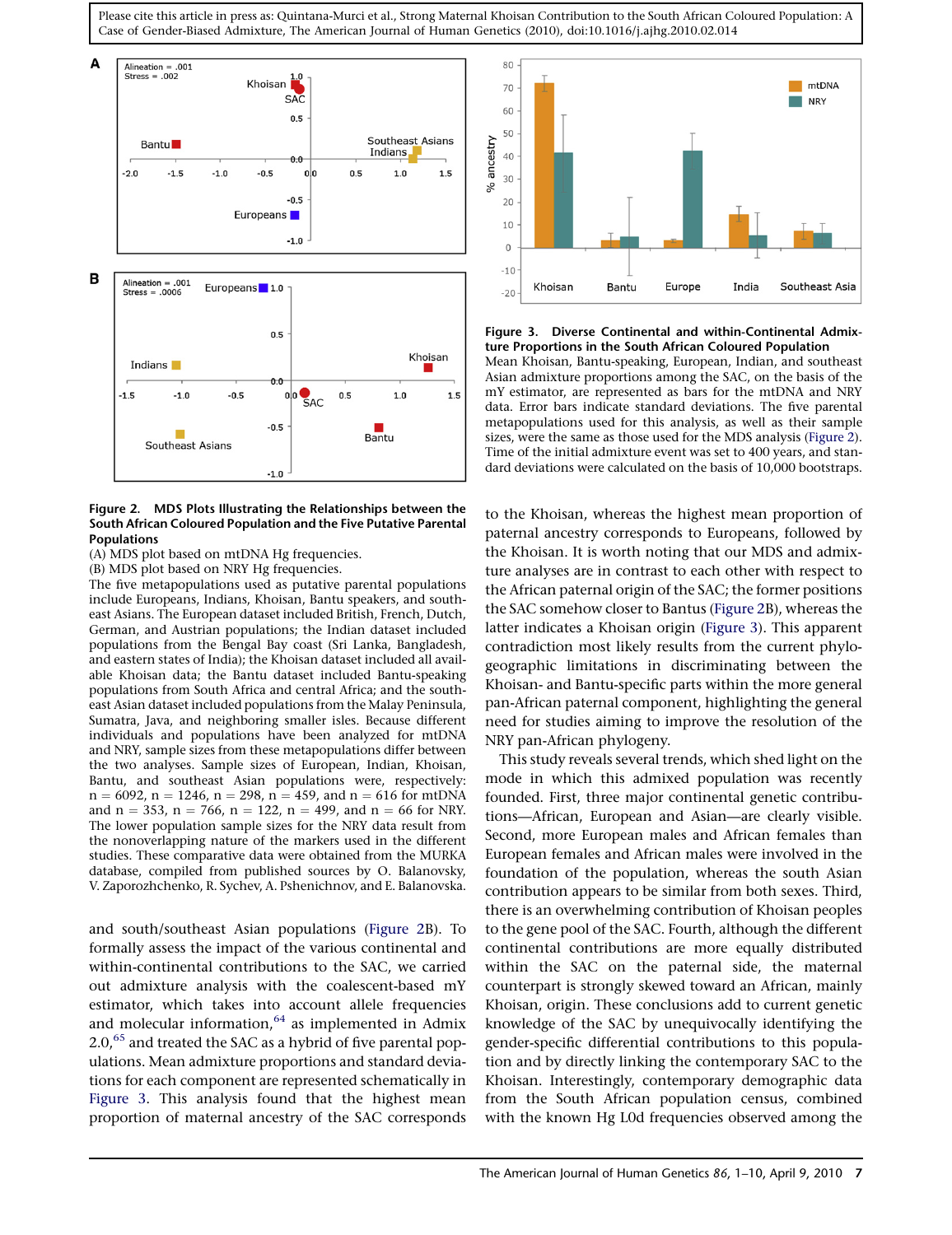**Figure 2. MDS Plots Illustrating the Relationships between the South African Coloured Population and the Five Putative Parental Populations**

(A) MDS plot based on mtDNA Hg frequencies.
(B) MDS plot based on NRY Hg frequencies.

The five metapopulations used as putative parental populations include Europeans, Indians, Khoisan, Bantu speakers, and southeast Asians. The European dataset included British, French, Dutch, German, and Austrian populations; the Indian dataset included populations from the Bengal Bay coast (Sri Lanka, Bangladesh, and eastern states of India); the Khoisan dataset included all available Khoisan data; the Bantu dataset included Bantu-speaking populations from South Africa and central Africa; and the southeast Asian dataset included populations from the Malay Peninsula, Sumatra, Java, and neighboring smaller isles. Because different individuals and populations have been analyzed for mtDNA and NRY, sample sizes from these metapopulations differ between the two analyses. Sample sizes of European, Indian, Khoisan, Bantu, and southeast Asian populations were, respectively: n = 6092, n = 1246, n = 298, n = 459, and n = 616 for mtDNA and n = 353, n = 766, n = 122, n = 499, and n = 66 for NRY. The lower population sample sizes for the NRY data result from the nonoverlapping nature of the markers used in the different studies. These comparative data were obtained from the MURKA database, compiled from published sources by O. Balanovsky, V. Zaporozhchenko, R. Sychev, A. Pshenichnov, and E. Balanovska.

**Figure 3. Diverse Continental and within-Continental Admixture Proportions in the South African Coloured Population**

Mean Khoisan, Bantu-speaking, European, Indian, and southeast Asian admixture proportions among the SAC, on the basis of the mY estimator, are represented as bars for the mtDNA and NRY data. Error bars indicate standard deviations. The five parental metapopulations used for this analysis, as well as their sample sizes, were the same as those used for the MDS analysis (Figure 2). Time of the initial admixture event was set to 400 years, and standard deviations were calculated on the basis of 10,000 bootstraps.

and south/southeast Asian populations (Figure 2B). To formally assess the impact of the various continental and within-continental contributions to the SAC, we carried out admixture analysis with the coalescent-based mY estimator, which takes into account allele frequencies and molecular information,[64] as implemented in Admix 2.0,[65] and treated the SAC as a hybrid of five parental populations. Mean admixture proportions and standard deviations for each component are represented schematically in Figure 3. This analysis found that the highest mean proportion of maternal ancestry of the SAC corresponds to the Khoisan, whereas the highest mean proportion of paternal ancestry corresponds to Europeans, followed by the Khoisan. It is worth noting that our MDS and admixture analyses are in contrast to each other with respect to the African paternal origin of the SAC; the former positions the SAC somehow closer to Bantus (Figure 2B), whereas the latter indicates a Khoisan origin (Figure 3). This apparent contradiction most likely results from the current phylogeographic limitations in discriminating between the Khoisan- and Bantu-specific parts within the more general pan-African paternal component, highlighting the general need for studies aiming to improve the resolution of the NRY pan-African phylogeny.

This study reveals several trends, which shed light on the mode in which this admixed population was recently founded. First, three major continental genetic contributions—African, European and Asian—are clearly visible. Second, more European males and African males than European females and African males were involved in the foundation of the population, whereas the south Asian contribution appears to be similar from both sexes. Third, there is an overwhelming contribution of Khoisan peoples to the gene pool of the SAC. Fourth, although the different continental contributions are more equally distributed within the SAC on the paternal side, the maternal counterpart is strongly skewed toward an African, mainly Khoisan, origin. These conclusions add to current genetic knowledge of the SAC by unequivocally identifying the gender-specific differential contributions to this population and by directly linking the contemporary SAC to the Khoisan. Interestingly, contemporary demographic data from the South African population census, combined with the known Hg L0d frequencies observed among the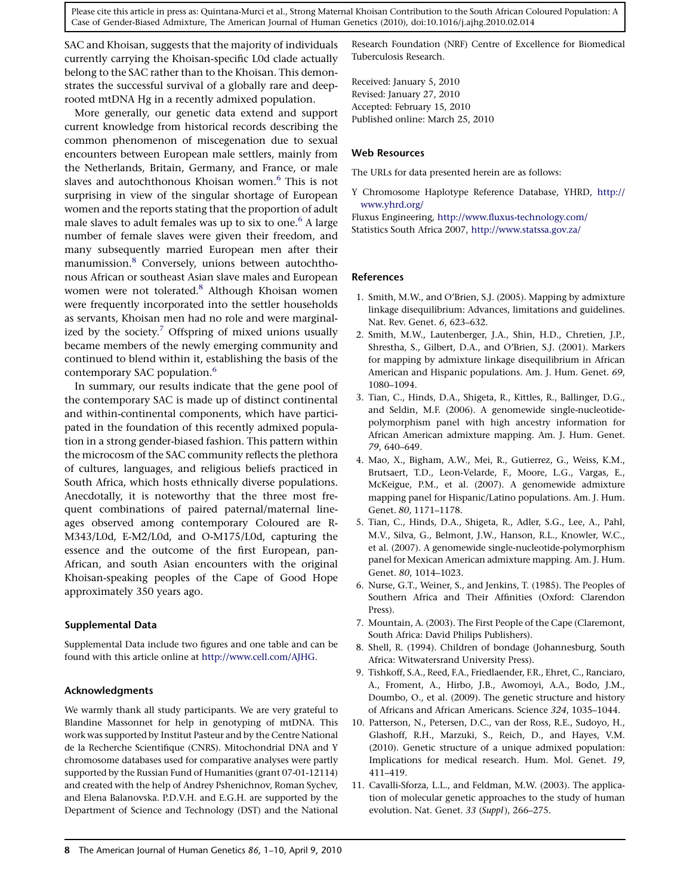SAC and Khoisan, suggests that the majority of individuals currently carrying the Khoisan-specific L0d clade actually belong to the SAC rather than to the Khoisan. This demonstrates the successful survival of a globally rare and deep-rooted mtDNA Hg in a recently admixed population.

More generally, our genetic data extend and support current knowledge from historical records describing the common phenomenon of miscegenation due to sexual encounters between European male settlers, mainly from the Netherlands, Britain, Germany, and France, or male slaves and autochthonous Khoisan women.[6] This is not surprising in view of the singular shortage of European women and the reports stating that the proportion of adult male slaves to adult females was up to six to one.[6] A large number of female slaves were given their freedom, and many subsequently married European men after their manumission.[8] Conversely, unions between autochthonous African or southeast Asian slave males and European women were not tolerated.[8] Although Khoisan women were frequently incorporated into the settler households as servants, Khoisan men had no role and were marginalized by the society.[7] Offspring of mixed unions usually became members of the newly emerging community and continued to blend within it, establishing the basis of the contemporary SAC population.[6]

In summary, our results indicate that the gene pool of the contemporary SAC is made up of distinct continental and within-continental components, which have participated in the foundation of this recently admixed population in a strong gender-biased fashion. This pattern within the microcosm of the SAC community reflects the plethora of cultures, languages, and religious beliefs practiced in South Africa, which hosts ethnically diverse populations. Anecdotally, it is noteworthy that the three most frequent combinations of paired paternal/maternal lineages observed among contemporary Coloured are R-M343/L0d, E-M2/L0d, and O-M175/L0d, capturing the essence and the outcome of the first European, pan-African, and south Asian encounters with the original Khoisan-speaking peoples of the Cape of Good Hope approximately 350 years ago.

## Supplemental Data

Supplemental Data include two figures and one table and can be found with this article online at http://www.cell.com/AJHG.

## Acknowledgments

We warmly thank all study participants. We are very grateful to Blandine Massonnet for help in genotyping of mtDNA. This work was supported by Institut Pasteur and by the Centre National de la Recherche Scientifique (CNRS). Mitochondrial DNA and Y chromosome databases used for comparative analyses were partly supported by the Russian Fund of Humanities (grant 07-01-12114) and created with the help of Andrey Pshenichnov, Roman Sychev, and Elena Balanovska. P.D.V.H. and E.G.H. are supported by the Department of Science and Technology (DST) and the National Research Foundation (NRF) Centre of Excellence for Biomedical Tuberculosis Research.

Received: January 5, 2010
Revised: January 27, 2010
Accepted: February 15, 2010
Published online: March 25, 2010

## Web Resources

The URLs for data presented herein are as follows:

Y Chromosome Haplotype Reference Database, YHRD, http://www.yhrd.org/
Fluxus Engineering, http://www.fluxus-technology.com/
Statistics South Africa 2007, http://www.statssa.gov.za/

## References

1. Smith, M.W., and O'Brien, S.J. (2005). Mapping by admixture linkage disequilibrium: Advances, limitations and guidelines. Nat. Rev. Genet. *6*, 623–632.
2. Smith, M.W., Lautenberger, J.A., Shin, H.D., Chretien, J.P., Shrestha, S., Gilbert, D.A., and O'Brien, S.J. (2001). Markers for mapping by admixture linkage disequilibrium in African American and Hispanic populations. Am. J. Hum. Genet. *69*, 1080–1094.
3. Tian, C., Hinds, D.A., Shigeta, R., Kittles, R., Ballinger, D.G., and Seldin, M.F. (2006). A genomewide single-nucleotide-polymorphism panel with high ancestry information for African American admixture mapping. Am. J. Hum. Genet. *79*, 640–649.
4. Mao, X., Bigham, A.W., Mei, R., Gutierrez, G., Weiss, K.M., Brutsaert, T.D., Leon-Velarde, F., Moore, L.G., Vargas, E., McKeigue, P.M., et al. (2007). A genomewide admixture mapping panel for Hispanic/Latino populations. Am. J. Hum. Genet. *80*, 1171–1178.
5. Tian, C., Hinds, D.A., Shigeta, R., Adler, S.G., Lee, A., Pahl, M.V., Silva, G., Belmont, J.W., Hanson, R.L., Knowler, W.C., et al. (2007). A genomewide single-nucleotide-polymorphism panel for Mexican American admixture mapping. Am. J. Hum. Genet. *80*, 1014–1023.
6. Nurse, G.T., Weiner, S., and Jenkins, T. (1985). The Peoples of Southern Africa and Their Affinities (Oxford: Clarendon Press).
7. Mountain, A. (2003). The First People of the Cape (Claremont, South Africa: David Philips Publishers).
8. Shell, R. (1994). Children of bondage (Johannesburg, South Africa: Witwatersrand University Press).
9. Tishkoff, S.A., Reed, F.A., Friedlaender, F.R., Ehret, C., Ranciaro, A., Froment, A., Hirbo, J.B., Awomoyi, A.A., Bodo, J.M., Doumbo, O., et al. (2009). The genetic structure and history of Africans and African Americans. Science *324*, 1035–1044.
10. Patterson, N., Petersen, D.C., van der Ross, R.E., Sudoyo, H., Glashoff, R.H., Marzuki, S., Reich, D., and Hayes, V.M. (2010). Genetic structure of a unique admixed population: Implications for medical research. Hum. Mol. Genet. *19*, 411–419.
11. Cavalli-Sforza, L.L., and Feldman, M.W. (2003). The application of molecular genetic approaches to the study of human evolution. Nat. Genet. *33* (*Suppl*), 266–275.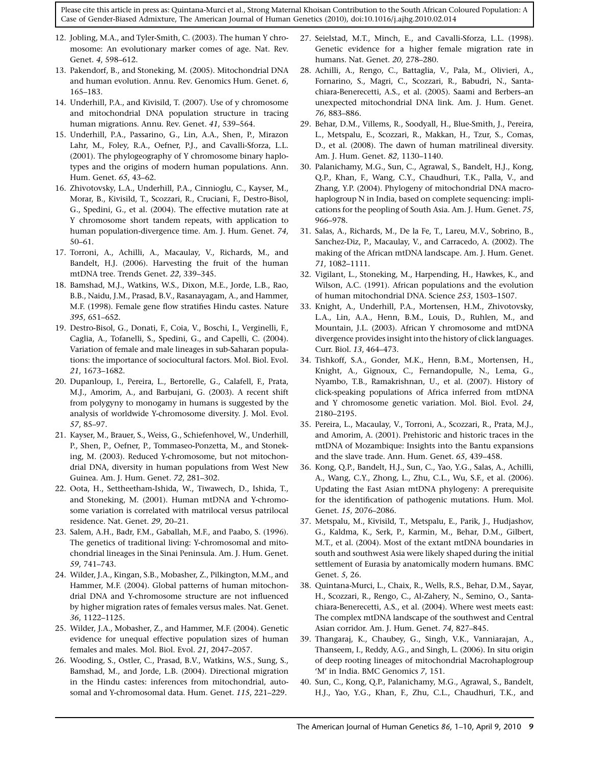12. Jobling, M.A., and Tyler-Smith, C. (2003). The human Y chromosome: An evolutionary marker comes of age. Nat. Rev. Genet. *4*, 598–612.
13. Pakendorf, B., and Stoneking, M. (2005). Mitochondrial DNA and human evolution. Annu. Rev. Genomics Hum. Genet. *6*, 165–183.
14. Underhill, P.A., and Kivisild, T. (2007). Use of y chromosome and mitochondrial DNA population structure in tracing human migrations. Annu. Rev. Genet. *41*, 539–564.
15. Underhill, P.A., Passarino, G., Lin, A.A., Shen, P., Mirazon Lahr, M., Foley, R.A., Oefner, P.J., and Cavalli-Sforza, L.L. (2001). The phylogeography of Y chromosome binary haplotypes and the origins of modern human populations. Ann. Hum. Genet. *65*, 43–62.
16. Zhivotovsky, L.A., Underhill, P.A., Cinnioglu, C., Kayser, M., Morar, B., Kivisild, T., Scozzari, R., Cruciani, F., Destro-Bisol, G., Spedini, G., et al. (2004). The effective mutation rate at Y chromosome short tandem repeats, with application to human population-divergence time. Am. J. Hum. Genet. *74*, 50–61.
17. Torroni, A., Achilli, A., Macaulay, V., Richards, M., and Bandelt, H.J. (2006). Harvesting the fruit of the human mtDNA tree. Trends Genet. *22*, 339–345.
18. Bamshad, M.J., Watkins, W.S., Dixon, M.E., Jorde, L.B., Rao, B.B., Naidu, J.M., Prasad, B.V., Rasanayagam, A., and Hammer, M.F. (1998). Female gene flow stratifies Hindu castes. Nature *395*, 651–652.
19. Destro-Bisol, G., Donati, F., Coia, V., Boschi, I., Verginelli, F., Caglia, A., Tofanelli, S., Spedini, G., and Capelli, C. (2004). Variation of female and male lineages in sub-Saharan populations: the importance of sociocultural factors. Mol. Biol. Evol. *21*, 1673–1682.
20. Dupanloup, I., Pereira, L., Bertorelle, G., Calafell, F., Prata, M.J., Amorim, A., and Barbujani, G. (2003). A recent shift from polygyny to monogamy in humans is suggested by the analysis of worldwide Y-chromosome diversity. J. Mol. Evol. *57*, 85–97.
21. Kayser, M., Brauer, S., Weiss, G., Schiefenhovel, W., Underhill, P., Shen, P., Oefner, P., Tommaseo-Ponzetta, M., and Stoneking, M. (2003). Reduced Y-chromosome, but not mitochondrial DNA, diversity in human populations from West New Guinea. Am. J. Hum. Genet. *72*, 281–302.
22. Oota, H., Settheetham-Ishida, W., Tiwawech, D., Ishida, T., and Stoneking, M. (2001). Human mtDNA and Y-chromosome variation is correlated with matrilocal versus patrilocal residence. Nat. Genet. *29*, 20–21.
23. Salem, A.H., Badr, F.M., Gaballah, M.F., and Paabo, S. (1996). The genetics of traditional living: Y-chromosomal and mitochondrial lineages in the Sinai Peninsula. Am. J. Hum. Genet. *59*, 741–743.
24. Wilder, J.A., Kingan, S.B., Mobasher, Z., Pilkington, M.M., and Hammer, M.F. (2004). Global patterns of human mitochondrial DNA and Y-chromosome structure are not influenced by higher migration rates of females versus males. Nat. Genet. *36*, 1122–1125.
25. Wilder, J.A., Mobasher, Z., and Hammer, M.F. (2004). Genetic evidence for unequal effective population sizes of human females and males. Mol. Biol. Evol. *21*, 2047–2057.
26. Wooding, S., Ostler, C., Prasad, B.V., Watkins, W.S., Sung, S., Bamshad, M., and Jorde, L.B. (2004). Directional migration in the Hindu castes: inferences from mitochondrial, autosomal and Y-chromosomal data. Hum. Genet. *115*, 221–229.
27. Seielstad, M.T., Minch, E., and Cavalli-Sforza, L.L. (1998). Genetic evidence for a higher female migration rate in humans. Nat. Genet. *20*, 278–280.
28. Achilli, A., Rengo, C., Battaglia, V., Pala, M., Olivieri, A., Fornarino, S., Magri, C., Scozzari, R., Babudri, N., Santachiara-Benerecetti, A.S., et al. (2005). Saami and Berbers–an unexpected mitochondrial DNA link. Am. J. Hum. Genet. *76*, 883–886.
29. Behar, D.M., Villems, R., Soodyall, H., Blue-Smith, J., Pereira, L., Metspalu, E., Scozzari, R., Makkan, H., Tzur, S., Comas, D., et al. (2008). The dawn of human matrilineal diversity. Am. J. Hum. Genet. *82*, 1130–1140.
30. Palanichamy, M.G., Sun, C., Agrawal, S., Bandelt, H.J., Kong, Q.P., Khan, F., Wang, C.Y., Chaudhuri, T.K., Palla, V., and Zhang, Y.P. (2004). Phylogeny of mitochondrial DNA macrohaplogroup N in India, based on complete sequencing: implications for the peopling of South Asia. Am. J. Hum. Genet. *75*, 966–978.
31. Salas, A., Richards, M., De la Fe, T., Lareu, M.V., Sobrino, B., Sanchez-Diz, P., Macaulay, V., and Carracedo, A. (2002). The making of the African mtDNA landscape. Am. J. Hum. Genet. *71*, 1082–1111.
32. Vigilant, L., Stoneking, M., Harpending, H., Hawkes, K., and Wilson, A.C. (1991). African populations and the evolution of human mitochondrial DNA. Science *253*, 1503–1507.
33. Knight, A., Underhill, P.A., Mortensen, H.M., Zhivotovsky, L.A., Lin, A.A., Henn, B.M., Louis, D., Ruhlen, M., and Mountain, J.L. (2003). African Y chromosome and mtDNA divergence provides insight into the history of click languages. Curr. Biol. *13*, 464–473.
34. Tishkoff, S.A., Gonder, M.K., Henn, B.M., Mortensen, H., Knight, A., Gignoux, C., Fernandopulle, N., Lema, G., Nyambo, T.B., Ramakrishnan, U., et al. (2007). History of click-speaking populations of Africa inferred from mtDNA and Y chromosome genetic variation. Mol. Biol. Evol. *24*, 2180–2195.
35. Pereira, L., Macaulay, V., Torroni, A., Scozzari, R., Prata, M.J., and Amorim, A. (2001). Prehistoric and historic traces in the mtDNA of Mozambique: Insights into the Bantu expansions and the slave trade. Ann. Hum. Genet. *65*, 439–458.
36. Kong, Q.P., Bandelt, H.J., Sun, C., Yao, Y.G., Salas, A., Achilli, A., Wang, C.Y., Zhong, L., Zhu, C.L., Wu, S.F., et al. (2006). Updating the East Asian mtDNA phylogeny: A prerequisite for the identification of pathogenic mutations. Hum. Mol. Genet. *15*, 2076–2086.
37. Metspalu, M., Kivisild, T., Metspalu, E., Parik, J., Hudjashov, G., Kaldma, K., Serk, P., Karmin, M., Behar, D.M., Gilbert, M.T., et al. (2004). Most of the extant mtDNA boundaries in south and southwest Asia were likely shaped during the initial settlement of Eurasia by anatomically modern humans. BMC Genet. *5*, 26.
38. Quintana-Murci, L., Chaix, R., Wells, R.S., Behar, D.M., Sayar, H., Scozzari, R., Rengo, C., Al-Zahery, N., Semino, O., Santachiara-Benerecetti, A.S., et al. (2004). Where west meets east: The complex mtDNA landscape of the southwest and Central Asian corridor. Am. J. Hum. Genet. *74*, 827–845.
39. Thangaraj, K., Chaubey, G., Singh, V.K., Vanniarajan, A., Thanseem, I., Reddy, A.G., and Singh, L. (2006). In situ origin of deep rooting lineages of mitochondrial Macrohaplogroup 'M' in India. BMC Genomics *7*, 151.
40. Sun, C., Kong, Q.P., Palanichamy, M.G., Agrawal, S., Bandelt, H.J., Yao, Y.G., Khan, F., Zhu, C.L., Chaudhuri, T.K., and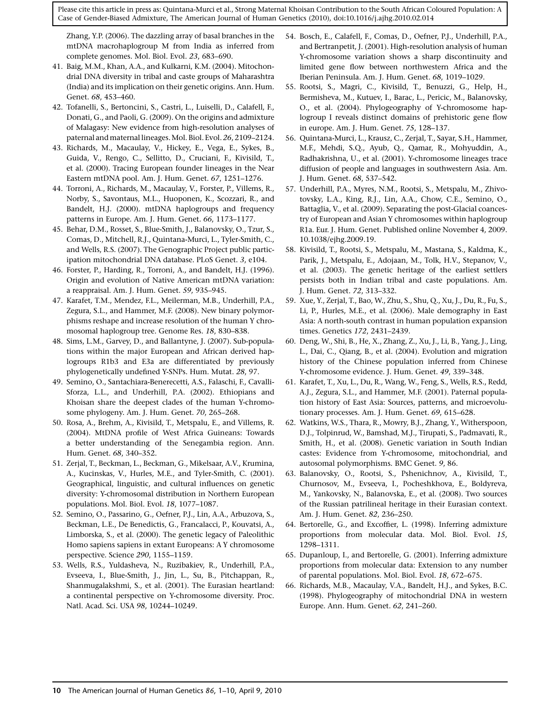Zhang, Y.P. (2006). The dazzling array of basal branches in the mtDNA macrohaplogroup M from India as inferred from complete genomes. Mol. Biol. Evol. *23*, 683–690.

41. Baig, M.M., Khan, A.A., and Kulkarni, K.M. (2004). Mitochondrial DNA diversity in tribal and caste groups of Maharashtra (India) and its implication on their genetic origins. Ann. Hum. Genet. *68*, 453–460.
42. Tofanelli, S., Bertoncini, S., Castri, L., Luiselli, D., Calafell, F., Donati, G., and Paoli, G. (2009). On the origins and admixture of Malagasy: New evidence from high-resolution analyses of paternal and maternal lineages. Mol. Biol. Evol. *26*, 2109–2124.
43. Richards, M., Macaulay, V., Hickey, E., Vega, E., Sykes, B., Guida, V., Rengo, C., Sellitto, D., Cruciani, F., Kivisild, T., et al. (2000). Tracing European founder lineages in the Near Eastern mtDNA pool. Am. J. Hum. Genet. *67*, 1251–1276.
44. Torroni, A., Richards, M., Macaulay, V., Forster, P., Villems, R., Norby, S., Savontaus, M.L., Huoponen, K., Scozzari, R., and Bandelt, H.J. (2000). mtDNA haplogroups and frequency patterns in Europe. Am. J. Hum. Genet. *66*, 1173–1177.
45. Behar, D.M., Rosset, S., Blue-Smith, J., Balanovsky, O., Tzur, S., Comas, D., Mitchell, R.J., Quintana-Murci, L., Tyler-Smith, C., and Wells, R.S. (2007). The Genographic Project public participation mitochondrial DNA database. PLoS Genet. *3*, e104.
46. Forster, P., Harding, R., Torroni, A., and Bandelt, H.J. (1996). Origin and evolution of Native American mtDNA variation: a reappraisal. Am. J. Hum. Genet. *59*, 935–945.
47. Karafet, T.M., Mendez, F.L., Meilerman, M.B., Underhill, P.A., Zegura, S.L., and Hammer, M.F. (2008). New binary polymorphisms reshape and increase resolution of the human Y chromosomal haplogroup tree. Genome Res. *18*, 830–838.
48. Sims, L.M., Garvey, D., and Ballantyne, J. (2007). Sub-populations within the major European and African derived haplogroups R1b3 and E3a are differentiated by previously phylogenetically undefined Y-SNPs. Hum. Mutat. *28*, 97.
49. Semino, O., Santachiara-Benerecetti, A.S., Falaschi, F., Cavalli-Sforza, L.L., and Underhill, P.A. (2002). Ethiopians and Khoisan share the deepest clades of the human Y-chromosome phylogeny. Am. J. Hum. Genet. *70*, 265–268.
50. Rosa, A., Brehm, A., Kivisild, T., Metspalu, E., and Villems, R. (2004). MtDNA profile of West Africa Guineans: Towards a better understanding of the Senegambia region. Ann. Hum. Genet. *68*, 340–352.
51. Zerjal, T., Beckman, L., Beckman, G., Mikelsaar, A.V., Krumina, A., Kucinskas, V., Hurles, M.E., and Tyler-Smith, C. (2001). Geographical, linguistic, and cultural influences on genetic diversity: Y-chromosomal distribution in Northern European populations. Mol. Biol. Evol. *18*, 1077–1087.
52. Semino, O., Passarino, G., Oefner, P.J., Lin, A.A., Arbuzova, S., Beckman, L.E., De Benedictis, G., Francalacci, P., Kouvatsi, A., Limborska, S., et al. (2000). The genetic legacy of Paleolithic Homo sapiens sapiens in extant Europeans: A Y chromosome perspective. Science *290*, 1155–1159.
53. Wells, R.S., Yuldasheva, N., Ruzibakiev, R., Underhill, P.A., Evseeva, I., Blue-Smith, J., Jin, L., Su, B., Pitchappan, R., Shanmugalakshmi, S., et al. (2001). The Eurasian heartland: a continental perspective on Y-chromosome diversity. Proc. Natl. Acad. Sci. USA *98*, 10244–10249.
54. Bosch, E., Calafell, F., Comas, D., Oefner, P.J., Underhill, P.A., and Bertranpetit, J. (2001). High-resolution analysis of human Y-chromosome variation shows a sharp discontinuity and limited gene flow between northwestern Africa and the Iberian Peninsula. Am. J. Hum. Genet. *68*, 1019–1029.
55. Rootsi, S., Magri, C., Kivisild, T., Benuzzi, G., Help, H., Bermisheva, M., Kutuev, I., Barac, L., Pericic, M., Balanovsky, O., et al. (2004). Phylogeography of Y-chromosome haplogroup I reveals distinct domains of prehistoric gene flow in europe. Am. J. Hum. Genet. *75*, 128–137.
56. Quintana-Murci, L., Krausz, C., Zerjal, T., Sayar, S.H., Hammer, M.F., Mehdi, S.Q., Ayub, Q., Qamar, R., Mohyuddin, A., Radhakrishna, U., et al. (2001). Y-chromosome lineages trace diffusion of people and languages in southwestern Asia. Am. J. Hum. Genet. *68*, 537–542.
57. Underhill, P.A., Myres, N.M., Rootsi, S., Metspalu, M., Zhivotovsky, L.A., King, R.J., Lin, A.A., Chow, C.E., Semino, O., Battaglia, V., et al. (2009). Separating the post-Glacial coancestry of European and Asian Y chromosomes within haplogroup R1a. Eur. J. Hum. Genet. Published online November 4, 2009. 10.1038/ejhg.2009.19.
58. Kivisild, T., Rootsi, S., Metspalu, M., Mastana, S., Kaldma, K., Parik, J., Metspalu, E., Adojaan, M., Tolk, H.V., Stepanov, V., et al. (2003). The genetic heritage of the earliest settlers persists both in Indian tribal and caste populations. Am. J. Hum. Genet. *72*, 313–332.
59. Xue, Y., Zerjal, T., Bao, W., Zhu, S., Shu, Q., Xu, J., Du, R., Fu, S., Li, P., Hurles, M.E., et al. (2006). Male demography in East Asia: A north-south contrast in human population expansion times. Genetics *172*, 2431–2439.
60. Deng, W., Shi, B., He, X., Zhang, Z., Xu, J., Li, B., Yang, J., Ling, L., Dai, C., Qiang, B., et al. (2004). Evolution and migration history of the Chinese population inferred from Chinese Y-chromosome evidence. J. Hum. Genet. *49*, 339–348.
61. Karafet, T., Xu, L., Du, R., Wang, W., Feng, S., Wells, R.S., Redd, A.J., Zegura, S.L., and Hammer, M.F. (2001). Paternal population history of East Asia: Sources, patterns, and microevolutionary processes. Am. J. Hum. Genet. *69*, 615–628.
62. Watkins, W.S., Thara, R., Mowry, B.J., Zhang, Y., Witherspoon, D.J., Tolpinrud, W., Bamshad, M.J., Tirupati, S., Padmavati, R., Smith, H., et al. (2008). Genetic variation in South Indian castes: Evidence from Y-chromosome, mitochondrial, and autosomal polymorphisms. BMC Genet. *9*, 86.
63. Balanovsky, O., Rootsi, S., Pshenichnov, A., Kivisild, T., Churnosov, M., Evseeva, I., Pocheshkhova, E., Boldyreva, M., Yankovsky, N., Balanovska, E., et al. (2008). Two sources of the Russian patrilineal heritage in their Eurasian context. Am. J. Hum. Genet. *82*, 236–250.
64. Bertorelle, G., and Excoffier, L. (1998). Inferring admixture proportions from molecular data. Mol. Biol. Evol. *15*, 1298–1311.
65. Dupanloup, I., and Bertorelle, G. (2001). Inferring admixture proportions from molecular data: Extension to any number of parental populations. Mol. Biol. Evol. *18*, 672–675.
66. Richards, M.B., Macaulay, V.A., Bandelt, H.J., and Sykes, B.C. (1998). Phylogeography of mitochondrial DNA in western Europe. Ann. Hum. Genet. *62*, 241–260.